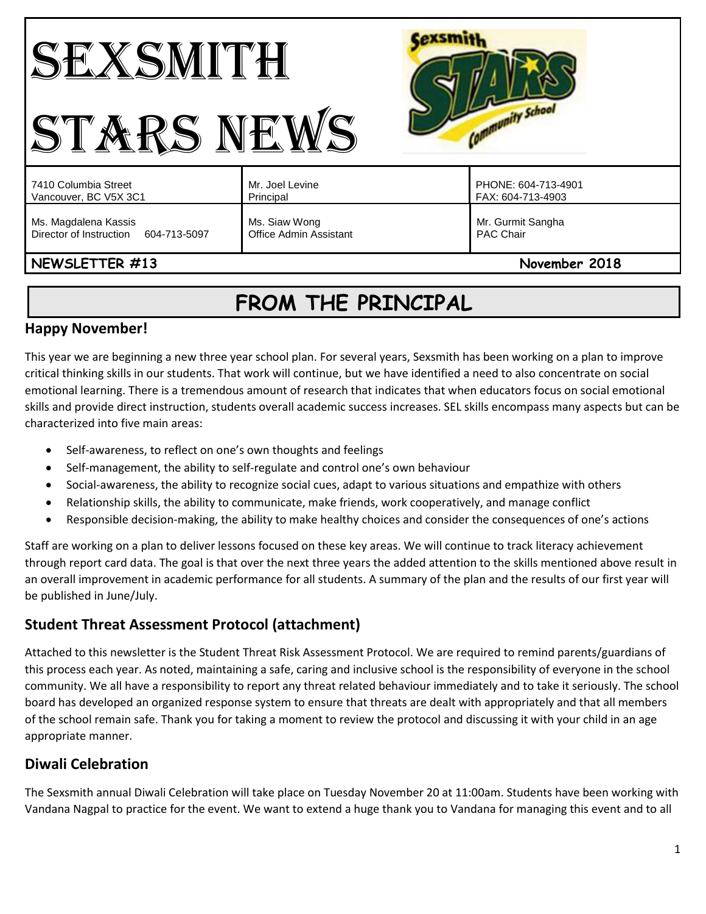# SEXSMITH STARS NEWS

| | | |
|---|---|---|
| 7410 Columbia Street<br>Vancouver, BC V5X 3C1 | Mr. Joel Levine<br>Principal | PHONE: 604-713-4901<br>FAX: 604-713-4903 |
| Ms. Magdalena Kassis<br>Director of Instruction 604-713-5097 | Ms. Siaw Wong<br>Office Admin Assistant | Mr. Gurmit Sangha<br>PAC Chair |

**NEWSLETTER #13** **November 2018**

## FROM THE PRINCIPAL

### Happy November!

This year we are beginning a new three year school plan. For several years, Sexsmith has been working on a plan to improve critical thinking skills in our students. That work will continue, but we have identified a need to also concentrate on social emotional learning. There is a tremendous amount of research that indicates that when educators focus on social emotional skills and provide direct instruction, students overall academic success increases. SEL skills encompass many aspects but can be characterized into five main areas:

- Self-awareness, to reflect on one's own thoughts and feelings
- Self-management, the ability to self-regulate and control one's own behaviour
- Social-awareness, the ability to recognize social cues, adapt to various situations and empathize with others
- Relationship skills, the ability to communicate, make friends, work cooperatively, and manage conflict
- Responsible decision-making, the ability to make healthy choices and consider the consequences of one's actions

Staff are working on a plan to deliver lessons focused on these key areas. We will continue to track literacy achievement through report card data. The goal is that over the next three years the added attention to the skills mentioned above result in an overall improvement in academic performance for all students. A summary of the plan and the results of our first year will be published in June/July.

### Student Threat Assessment Protocol (attachment)

Attached to this newsletter is the Student Threat Risk Assessment Protocol. We are required to remind parents/guardians of this process each year. As noted, maintaining a safe, caring and inclusive school is the responsibility of everyone in the school community. We all have a responsibility to report any threat related behaviour immediately and to take it seriously. The school board has developed an organized response system to ensure that threats are dealt with appropriately and that all members of the school remain safe. Thank you for taking a moment to review the protocol and discussing it with your child in an age appropriate manner.

### Diwali Celebration

The Sexsmith annual Diwali Celebration will take place on Tuesday November 20 at 11:00am. Students have been working with Vandana Nagpal to practice for the event. We want to extend a huge thank you to Vandana for managing this event and to all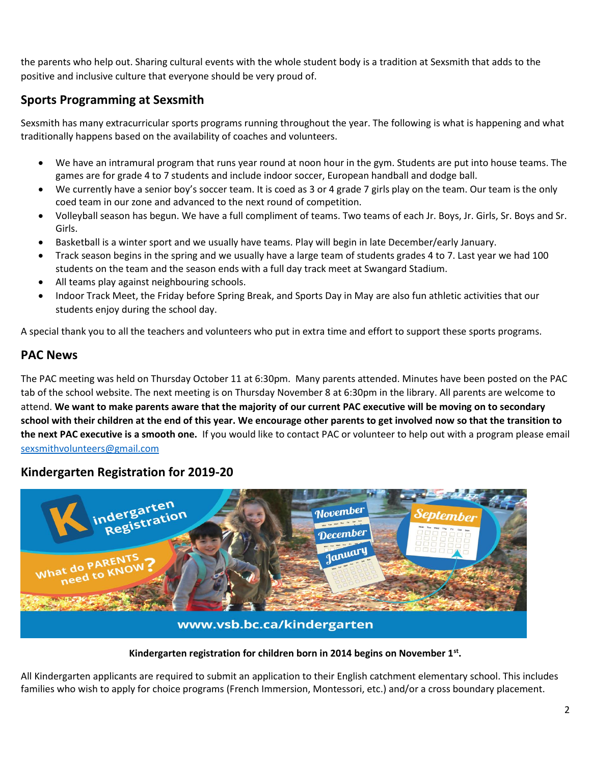the parents who help out. Sharing cultural events with the whole student body is a tradition at Sexsmith that adds to the positive and inclusive culture that everyone should be very proud of.

## Sports Programming at Sexsmith

Sexsmith has many extracurricular sports programs running throughout the year. The following is what is happening and what traditionally happens based on the availability of coaches and volunteers.

- We have an intramural program that runs year round at noon hour in the gym. Students are put into house teams. The games are for grade 4 to 7 students and include indoor soccer, European handball and dodge ball.
- We currently have a senior boy's soccer team. It is coed as 3 or 4 grade 7 girls play on the team. Our team is the only coed team in our zone and advanced to the next round of competition.
- Volleyball season has begun. We have a full compliment of teams. Two teams of each Jr. Boys, Jr. Girls, Sr. Boys and Sr. Girls.
- Basketball is a winter sport and we usually have teams. Play will begin in late December/early January.
- Track season begins in the spring and we usually have a large team of students grades 4 to 7. Last year we had 100 students on the team and the season ends with a full day track meet at Swangard Stadium.
- All teams play against neighbouring schools.
- Indoor Track Meet, the Friday before Spring Break, and Sports Day in May are also fun athletic activities that our students enjoy during the school day.

A special thank you to all the teachers and volunteers who put in extra time and effort to support these sports programs.

## PAC News

The PAC meeting was held on Thursday October 11 at 6:30pm. Many parents attended. Minutes have been posted on the PAC tab of the school website. The next meeting is on Thursday November 8 at 6:30pm in the library. All parents are welcome to attend. **We want to make parents aware that the majority of our current PAC executive will be moving on to secondary school with their children at the end of this year. We encourage other parents to get involved now so that the transition to the next PAC executive is a smooth one.** If you would like to contact PAC or volunteer to help out with a program please email sexsmithvolunteers@gmail.com

## Kindergarten Registration for 2019-20

Kindergarten Registration

What do PARENTS need to KNOW?

www.vsb.bc.ca/kindergarten

**Kindergarten registration for children born in 2014 begins on November 1st.**

All Kindergarten applicants are required to submit an application to their English catchment elementary school. This includes families who wish to apply for choice programs (French Immersion, Montessori, etc.) and/or a cross boundary placement.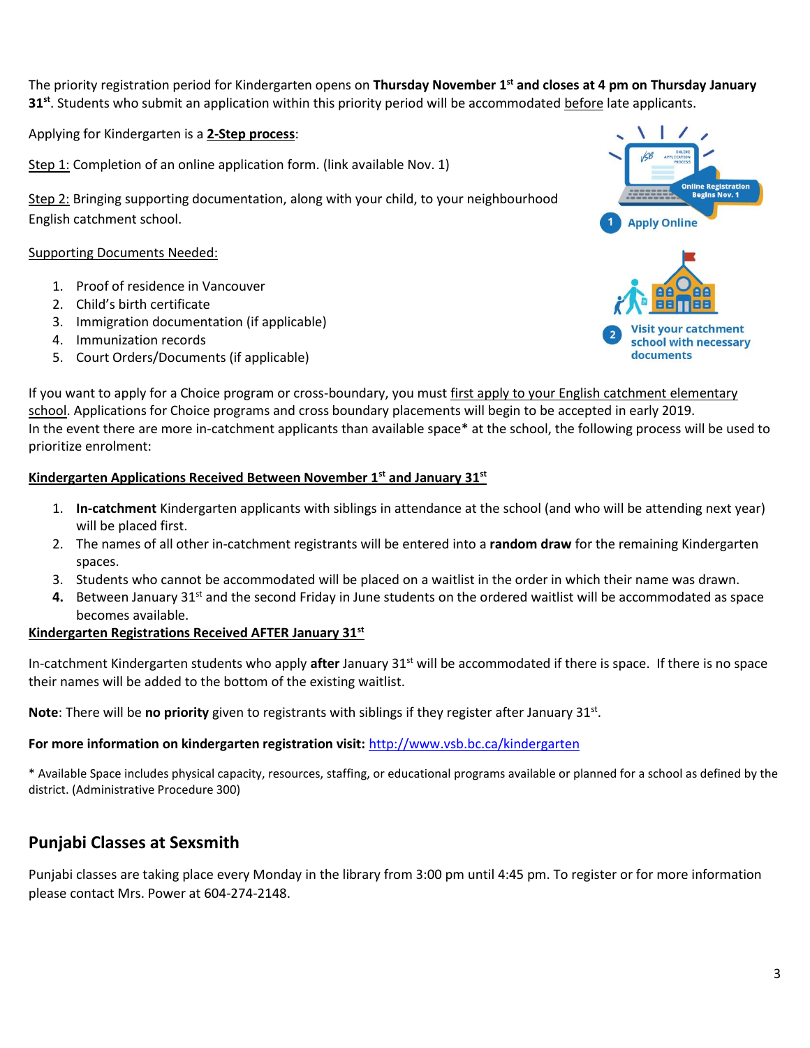The priority registration period for Kindergarten opens on **Thursday November 1st and closes at 4 pm on Thursday January 31st**. Students who submit an application within this priority period will be accommodated before late applicants.

Applying for Kindergarten is a **2-Step process**:

Step 1: Completion of an online application form. (link available Nov. 1)

Step 2: Bringing supporting documentation, along with your child, to your neighbourhood English catchment school.

Supporting Documents Needed:

1. Proof of residence in Vancouver
2. Child's birth certificate
3. Immigration documentation (if applicable)
4. Immunization records
5. Court Orders/Documents (if applicable)

Online Registration Begins Nov. 1

1 Apply Online

2 Visit your catchment school with necessary documents

If you want to apply for a Choice program or cross-boundary, you must first apply to your English catchment elementary school. Applications for Choice programs and cross boundary placements will begin to be accepted in early 2019.
In the event there are more in-catchment applicants than available space* at the school, the following process will be used to prioritize enrolment:

**Kindergarten Applications Received Between November 1st and January 31st**

1. **In-catchment** Kindergarten applicants with siblings in attendance at the school (and who will be attending next year) will be placed first.
2. The names of all other in-catchment registrants will be entered into a **random draw** for the remaining Kindergarten spaces.
3. Students who cannot be accommodated will be placed on a waitlist in the order in which their name was drawn.
4. Between January 31st and the second Friday in June students on the ordered waitlist will be accommodated as space becomes available.

**Kindergarten Registrations Received AFTER January 31st**

In-catchment Kindergarten students who apply **after** January 31st will be accommodated if there is space. If there is no space their names will be added to the bottom of the existing waitlist.

**Note**: There will be **no priority** given to registrants with siblings if they register after January 31st.

**For more information on kindergarten registration visit:** http://www.vsb.bc.ca/kindergarten

* Available Space includes physical capacity, resources, staffing, or educational programs available or planned for a school as defined by the district. (Administrative Procedure 300)

## Punjabi Classes at Sexsmith

Punjabi classes are taking place every Monday in the library from 3:00 pm until 4:45 pm. To register or for more information please contact Mrs. Power at 604-274-2148.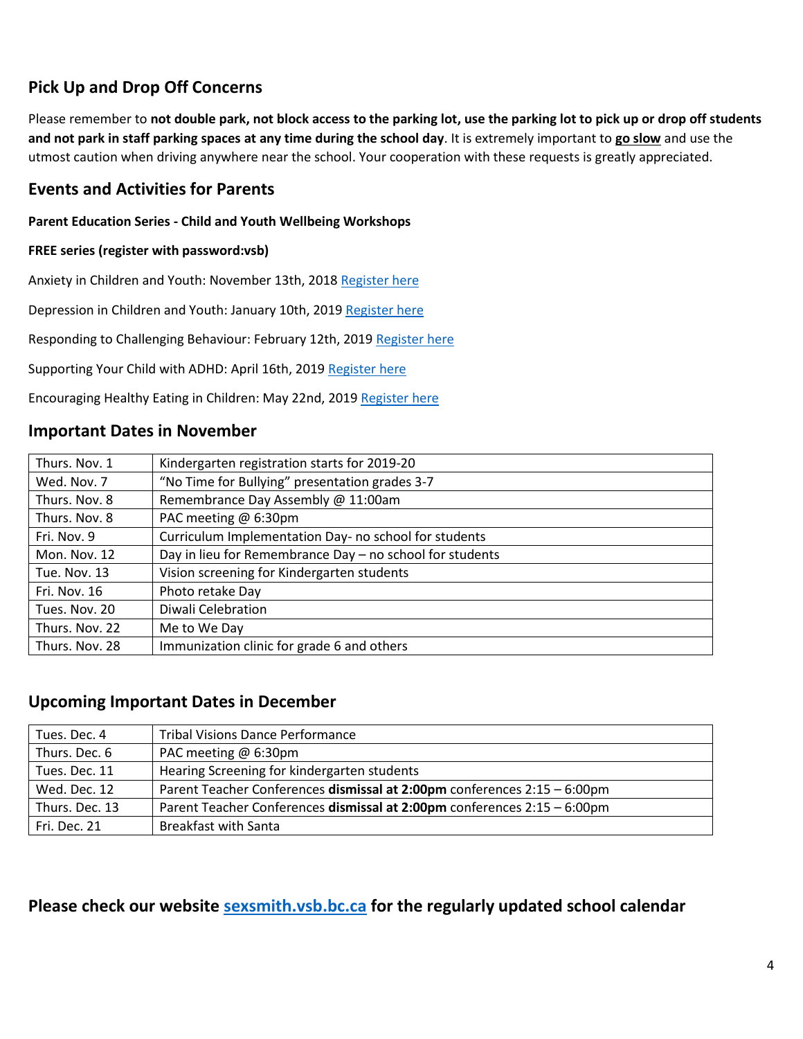## Pick Up and Drop Off Concerns

Please remember to **not double park, not block access to the parking lot, use the parking lot to pick up or drop off students and not park in staff parking spaces at any time during the school day**. It is extremely important to **go slow** and use the utmost caution when driving anywhere near the school. Your cooperation with these requests is greatly appreciated.

## Events and Activities for Parents

**Parent Education Series - Child and Youth Wellbeing Workshops**

**FREE series (register with password:vsb)**

Anxiety in Children and Youth: November 13th, 2018 Register here

Depression in Children and Youth: January 10th, 2019 Register here

Responding to Challenging Behaviour: February 12th, 2019 Register here

Supporting Your Child with ADHD: April 16th, 2019 Register here

Encouraging Healthy Eating in Children: May 22nd, 2019 Register here

## Important Dates in November

| | |
|---|---|
| Thurs. Nov. 1 | Kindergarten registration starts for 2019-20 |
| Wed. Nov. 7 | "No Time for Bullying" presentation grades 3-7 |
| Thurs. Nov. 8 | Remembrance Day Assembly @ 11:00am |
| Thurs. Nov. 8 | PAC meeting @ 6:30pm |
| Fri. Nov. 9 | Curriculum Implementation Day- no school for students |
| Mon. Nov. 12 | Day in lieu for Remembrance Day – no school for students |
| Tue. Nov. 13 | Vision screening for Kindergarten students |
| Fri. Nov. 16 | Photo retake Day |
| Tues. Nov. 20 | Diwali Celebration |
| Thurs. Nov. 22 | Me to We Day |
| Thurs. Nov. 28 | Immunization clinic for grade 6 and others |

## Upcoming Important Dates in December

| | |
|---|---|
| Tues. Dec. 4 | Tribal Visions Dance Performance |
| Thurs. Dec. 6 | PAC meeting @ 6:30pm |
| Tues. Dec. 11 | Hearing Screening for kindergarten students |
| Wed. Dec. 12 | Parent Teacher Conferences **dismissal at 2:00pm** conferences 2:15 – 6:00pm |
| Thurs. Dec. 13 | Parent Teacher Conferences **dismissal at 2:00pm** conferences 2:15 – 6:00pm |
| Fri. Dec. 21 | Breakfast with Santa |

## Please check our website sexsmith.vsb.bc.ca for the regularly updated school calendar